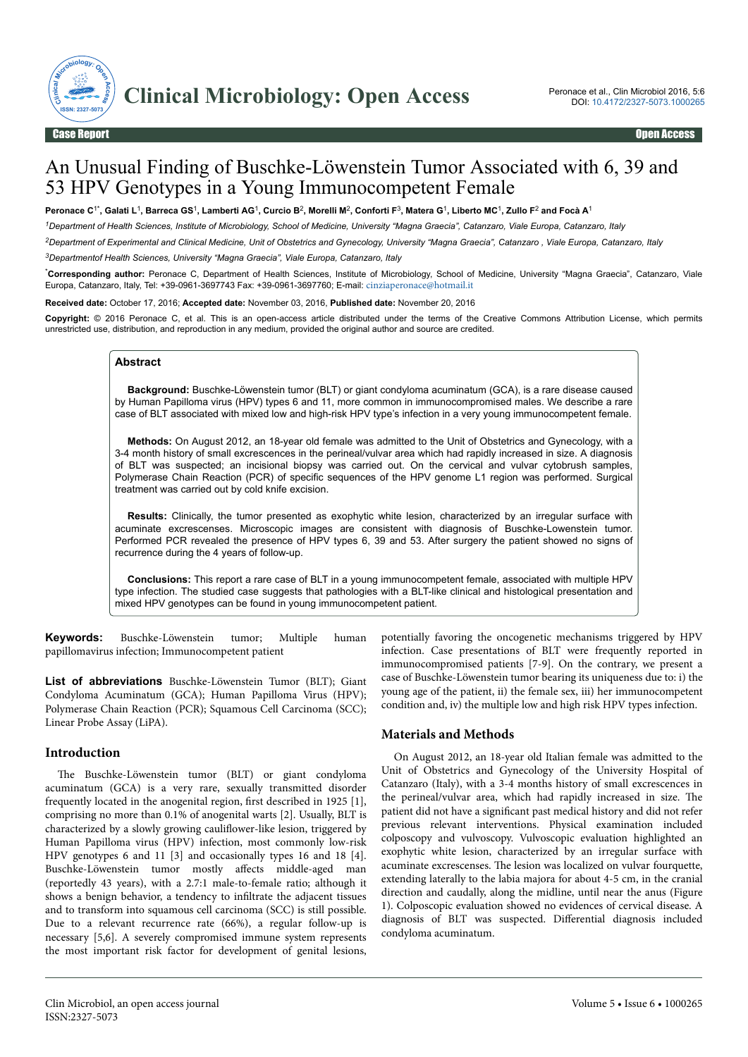Case Report | Open Access

# An Unusual Finding of Buschke-Löwenstein Tumor Associated with 6, 39 and 53 HPV Genotypes in a Young Immunocompetent Female

**Peronace C[1*], Galati L[1], Barreca GS[1], Lamberti AG[1], Curcio B[2], Morelli M[2], Conforti F[3], Matera G[1], Liberto MC[1], Zullo F[2] and Focà A[1]**

[1]*Department of Health Sciences, Institute of Microbiology, School of Medicine, University "Magna Graecia", Catanzaro, Viale Europa, Catanzaro, Italy*

[2]*Department of Experimental and Clinical Medicine, Unit of Obstetrics and Gynecology, University "Magna Graecia", Catanzaro , Viale Europa, Catanzaro, Italy*

[3]*Departmentof Health Sciences, University "Magna Graecia", Viale Europa, Catanzaro, Italy*

[*]**Corresponding author:** Peronace C, Department of Health Sciences, Institute of Microbiology, School of Medicine, University "Magna Graecia" Catanzaro, Viale Europa, Catanzaro, Italy, Tel: +39-0961-3697743 Fax: +39-0961-3697760; E-mail: cinziaperonace@hotmail.it

**Received date:** October 17, 2016; **Accepted date:** November 03, 2016, **Published date:** November 20, 2016

**Copyright:** © 2016 Peronace C, et al. This is an open-access article distributed under the terms of the Creative Commons Attribution License, which permits unrestricted use, distribution, and reproduction in any medium, provided the original author and source are credited.

## Abstract

**Background:** Buschke-Löwenstein tumor (BLT) or giant condyloma acuminatum (GCA), is a rare disease caused by Human Papilloma virus (HPV) types 6 and 11, more common in immunocompromised males. We describe a rare case of BLT associated with mixed low and high-risk HPV type's infection in a very young immunocompetent female.

**Methods:** On August 2012, an 18-year old female was admitted to the Unit of Obstetrics and Gynecology, with a 3-4 month history of small excrescences in the perineal/vulvar area which had rapidly increased in size. A diagnosis of BLT was suspected; an incisional biopsy was carried out. On the cervical and vulvar cytobrush samples, Polymerase Chain Reaction (PCR) of specific sequences of the HPV genome L1 region was performed. Surgical treatment was carried out by cold knife excision.

**Results:** Clinically, the tumor presented as exophytic white lesion, characterized by an irregular surface with acuminate excresenses. Microscopic images are consistent with diagnosis of Buschke-Lowenstein tumor. Performed PCR revealed the presence of HPV types 6, 39 and 53. After surgery the patient showed no signs of recurrence during the 4 years of follow-up.

**Conclusions:** This report a rare case of BLT in a young immunocompetent female, associated with multiple HPV type infection. The studied case suggests that pathologies with a BLT-like clinical and histological presentation and mixed HPV genotypes can be found in young immunocompetent patient.

**Keywords:** Buschke-Löwenstein tumor; Multiple human papillomavirus infection; Immunocompetent patient

**List of abbreviations** Buschke-Löwenstein Tumor (BLT); Giant Condyloma Acuminatum (GCA); Human Papilloma Virus (HPV); Polymerase Chain Reaction (PCR); Squamous Cell Carcinoma (SCC); Linear Probe Assay (LiPA).

## Introduction

The Buschke-Löwenstein tumor (BLT) or giant condyloma acuminatum (GCA) is a very rare, sexually transmitted disorder frequently located in the anogenital region, first described in 1925 [1], comprising no more than 0.1% of anogenital warts [2]. Usually, BLT is characterized by a slowly growing cauliflower-like lesion, triggered by Human Papilloma Virus (HPV) infection, most commonly low-risk HPV genotypes 6 and 11 [3] and occasionally types 16 and 18 [4]. Buschke-Löwenstein tumor mostly affects middle-aged man (reportedly 43 years), with a 2.7:1 male-to-female ratio; although it shows a benign behavior, a tendency to infiltrate the adjacent tissues and to transform into squamous cell carcinoma (SCC) is still possible. Due to a relevant recurrence rate (66%), a regular follow-up is necessary [5,6]. A severely compromised immune system represents the most important risk factor for development of genital lesions, potentially favoring the oncogenetic mechanisms triggered by HPV infection. Case presentations of BLT were frequently reported in immunocompromised patients [7-9]. On the contrary, we present a case of Buschke-Löwenstein tumor bearing its uniqueness due to: i) the young age of the patient, ii) the female sex, iii) her immunocompetent condition and, iv) the multiple low and high risk HPV types infection.

## Materials and Methods

On August 2012, an 18-year old Italian female was admitted to the Unit of Obstetrics and Gynecology of the University Hospital of Catanzaro (Italy), with a 3-4 months history of small excrescences in the perineal/vulvar area, which had rapidly increased in size. The patient did not have a significant past medical history and did not refer previous relevant interventions. Physical examination included colposcopy and vulvoscopy. Vulvoscopic evaluation highlighted an exophytic white lesion, characterized by an irregular surface with acuminate excresenses. The lesion was localized on vulvar fourquette, extending laterally to the labia majora for about 4-5 cm, in the cranial direction and caudally, along the midline, until near the anus (Figure 1). Colposcopic evaluation showed no evidences of cervical disease. A diagnosis of BLT was suspected. Differential diagnosis included condyloma acuminatum.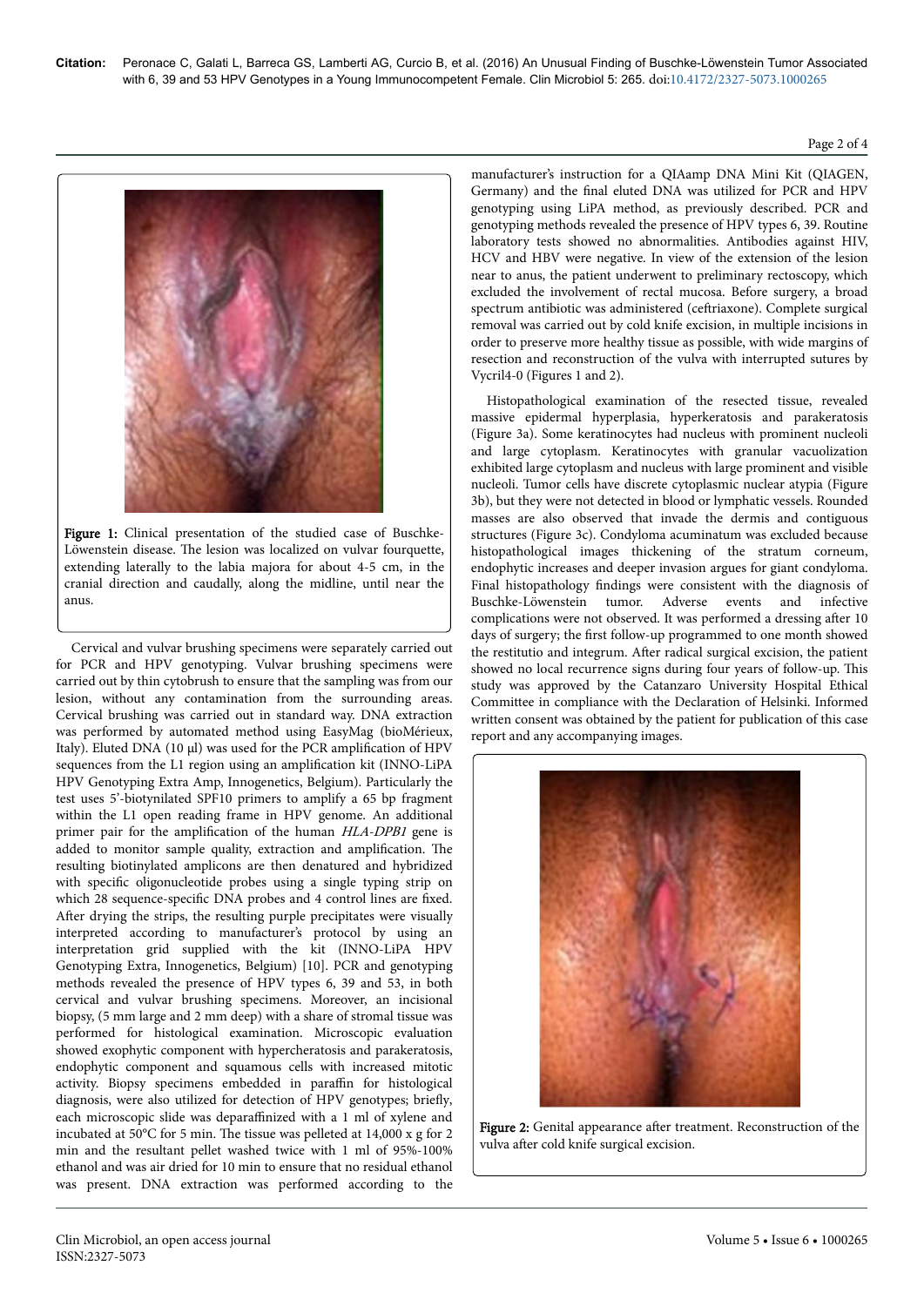Figure 1: Clinical presentation of the studied case of Buschke-Löwenstein disease. The lesion was localized on vulvar fourquette, extending laterally to the labia majora for about 4-5 cm, in the cranial direction and caudally, along the midline, until near the anus.

Cervical and vulvar brushing specimens were separately carried out for PCR and HPV genotyping. Vulvar brushing specimens were carried out by thin cytobrush to ensure that the sampling was from our lesion, without any contamination from the surrounding areas. Cervical brushing was carried out in standard way. DNA extraction was performed by automated method using EasyMag (bioMérieux, Italy). Eluted DNA (10 µl) was used for the PCR amplification of HPV sequences from the L1 region using an amplification kit (INNO-LiPA HPV Genotyping Extra Amp, Innogenetics, Belgium). Particularly the test uses 5'-biotynilated SPF10 primers to amplify a 65 bp fragment within the L1 open reading frame in HPV genome. An additional primer pair for the amplification of the human *HLA-DPB1* gene is added to monitor sample quality, extraction and amplification. The resulting biotinylated amplicons are then denatured and hybridized with specific oligonucleotide probes using a single typing strip on which 28 sequence-specific DNA probes and 4 control lines are fixed. After drying the strips, the resulting purple precipitates were visually interpreted according to manufacturer's protocol by using an interpretation grid supplied with the kit (INNO-LiPA HPV Genotyping Extra, Innogenetics, Belgium) [10]. PCR and genotyping methods revealed the presence of HPV types 6, 39 and 53, in both cervical and vulvar brushing specimens. Moreover, an incisional biopsy, (5 mm large and 2 mm deep) with a share of stromal tissue was performed for histological examination. Microscopic evaluation showed exophytic component with hypercheratosis and parakeratosis, endophytic component and squamous cells with increased mitotic activity. Biopsy specimens embedded in paraffin for histological diagnosis, were also utilized for detection of HPV genotypes; briefly, each microscopic slide was deparaffinized with a 1 ml of xylene and incubated at 50°C for 5 min. The tissue was pelleted at 14,000 x g for 2 min and the resultant pellet washed twice with 1 ml of 95%-100% ethanol and was air dried for 10 min to ensure that no residual ethanol was present. DNA extraction was performed according to the manufacturer's instruction for a QIAamp DNA Mini Kit (QIAGEN, Germany) and the final eluted DNA was utilized for PCR and HPV genotyping using LiPA method, as previously described. PCR and genotyping methods revealed the presence of HPV types 6, 39. Routine laboratory tests showed no abnormalities. Antibodies against HIV, HCV and HBV were negative. In view of the extension of the lesion near to anus, the patient underwent to preliminary rectoscopy, which excluded the involvement of rectal mucosa. Before surgery, a broad spectrum antibiotic was administered (ceftriaxone). Complete surgical removal was carried out by cold knife excision, in multiple incisions in order to preserve more healthy tissue as possible, with wide margins of resection and reconstruction of the vulva with interrupted sutures by Vycril4-0 (Figures 1 and 2).

Histopathological examination of the resected tissue, revealed massive epidermal hyperplasia, hyperkeratosis and parakeratosis (Figure 3a). Some keratinocytes had nucleus with prominent nucleoli and large cytoplasm. Keratinocytes with granular vacuolization exhibited large cytoplasm and nucleus with large prominent and visible nucleoli. Tumor cells have discrete cytoplasmic nuclear atypia (Figure 3b), but they were not detected in blood or lymphatic vessels. Rounded masses are also observed that invade the dermis and contiguous structures (Figure 3c). Condyloma acuminatum was excluded because histopathological images thickening of the stratum corneum, endophytic increases and deeper invasion argues for giant condyloma. Final histopathology findings were consistent with the diagnosis of Buschke-Löwenstein tumor. Adverse events and infective complications were not observed. It was performed a dressing after 10 days of surgery; the first follow-up programmed to one month showed the restitutio and integrum. After radical surgical excision, the patient showed no local recurrence signs during four years of follow-up. This study was approved by the Catanzaro University Hospital Ethical Committee in compliance with the Declaration of Helsinki. Informed written consent was obtained by the patient for publication of this case report and any accompanying images.

Figure 2: Genital appearance after treatment. Reconstruction of the vulva after cold knife surgical excision.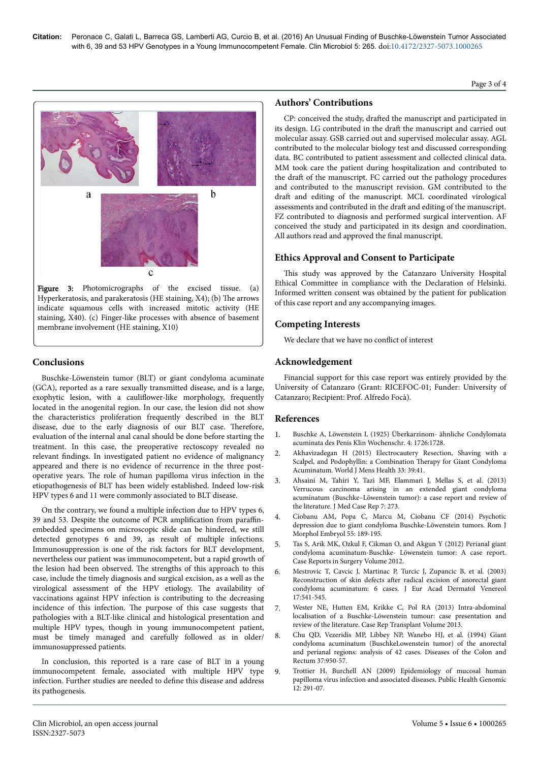Figure 3: Photomicrographs of the excised tissue. (a) Hyperkeratosis, and parakeratosis (HE staining, X4); (b) The arrows indicate squamous cells with increased mitotic activity (HE staining, X40). (c) Finger-like processes with absence of basement membrane involvement (HE staining, X10)

## Conclusions

Buschke-Löwenstein tumor (BLT) or giant condyloma acuminate (GCA), reported as a rare sexually transmitted disease, and is a large, exophytic lesion, with a cauliflower-like morphology, frequently located in the anogenital region. In our case, the lesion did not show the characteristics proliferation frequently described in the BLT disease, due to the early diagnosis of our BLT case. Therefore, evaluation of the internal anal canal should be done before starting the treatment. In this case, the preoperative rectoscopy revealed no relevant findings. In investigated patient no evidence of malignancy appeared and there is no evidence of recurrence in the three post-operative years. The role of human papilloma virus infection in the etiopathogenesis of BLT has been widely established. Indeed low-risk HPV types 6 and 11 were commonly associated to BLT disease.

On the contrary, we found a multiple infection due to HPV types 6, 39 and 53. Despite the outcome of PCR amplification from paraffin-embedded specimens on microscopic slide can be hindered, we still detected genotypes 6 and 39, as result of multiple infections. Immunosuppression is one of the risk factors for BLT development, nevertheless our patient was immunocompetent, but a rapid growth of the lesion had been observed. The strengths of this approach to this case, include the timely diagnosis and surgical excision, as a well as the virological assessment of the HPV etiology. The availability of vaccinations against HPV infection is contributing to the decreasing incidence of this infection. The purpose of this case suggests that pathologies with a BLT-like clinical and histological presentation and multiple HPV types, though in young immunocompetent patient, must be timely managed and carefully followed as in older/immunosuppressed patients.

In conclusion, this reported is a rare case of BLT in a young immunocompetent female, associated with multiple HPV type infection. Further studies are needed to define this disease and address its pathogenesis.

## Authors' Contributions

CP: conceived the study, drafted the manuscript and participated in its design. LG contributed in the draft the manuscript and carried out molecular assay. GSB carried out and supervised molecular assay. AGL contributed to the molecular biology test and discussed corresponding data. BC contributed to patient assessment and collected clinical data. MM took care the patient during hospitalization and contributed to the draft of the manuscript. FC carried out the pathology procedures and contributed to the manuscript revision. GM contributed to the draft and editing of the manuscript. MCL coordinated virological assessments and contributed in the draft and editing of the manuscript. FZ contributed to diagnosis and performed surgical intervention. AF conceived the study and participated in its design and coordination. All authors read and approved the final manuscript.

## Ethics Approval and Consent to Participate

This study was approved by the Catanzaro University Hospital Ethical Committee in compliance with the Declaration of Helsinki. Informed written consent was obtained by the patient for publication of this case report and any accompanying images.

## Competing Interests

We declare that we have no conflict of interest

## Acknowledgement

Financial support for this case report was entirely provided by the University of Catanzaro (Grant: RICEFOC-01; Funder: University of Catanzaro; Recipient: Prof. Alfredo Focà).

## References

1. Buschke A, Löwenstein L (1925) Überkarzinom- ähnliche Condylomata acuminata des Penis Klin Wochenschr. 4: 1726:1728.
2. Akhavizadegan H (2015) Electrocautery Resection, Shaving with a Scalpel, and Podophyllin: a Combination Therapy for Giant Condyloma Acuminatum. World J Mens Health 33: 39:41.
3. Ahsaini M, Tahiri Y, Tazi MF, Elammari J, Mellas S, et al. (2013) Verrucous carcinoma arising in an extended giant condyloma acuminatum (Buschke–Löwenstein tumor): a case report and review of the literature. J Med Case Rep 7: 273.
4. Ciobanu AM, Popa C, Marcu M, Ciobanu CF (2014) Psychotic depression due to giant condyloma Buschke-Löwenstein tumors. Rom J Morphol Embryol 55: 189-195.
5. Tas S, Arik MK, Ozkul F, Cikman O, and Akgun Y (2012) Perianal giant condyloma acuminatum-Buschke- Löwenstein tumor: A case report. Case Reports in Surgery Volume 2012.
6. Mestrovic T, Cavcic J, Martinac P, Turcic J, Zupancic B, et al. (2003) Reconstruction of skin defects after radical excision of anorectal giant condyloma acuminatum: 6 cases. J Eur Acad Dermatol Venereol 17:541-545.
7. Wester NE, Hutten EM, Krikke C, Pol RA (2013) Intra-abdominal localisation of a Buschke-Löwenstein tumour: case presentation and review of the literature. Case Rep Transplant Volume 2013.
8. Chu QD, Vezeridis MP, Libbey NP, Wanebo HJ, et al. (1994) Giant condyloma acuminatum (BuschkeLowenstein tumor) of the anorectal and perianal regions: analysis of 42 cases. Diseases of the Colon and Rectum 37:950-57.
9. Trottier H, Burchell AN (2009) Epidemiology of mucosal human papilloma virus infection and associated diseases. Public Health Genomic 12: 291-07.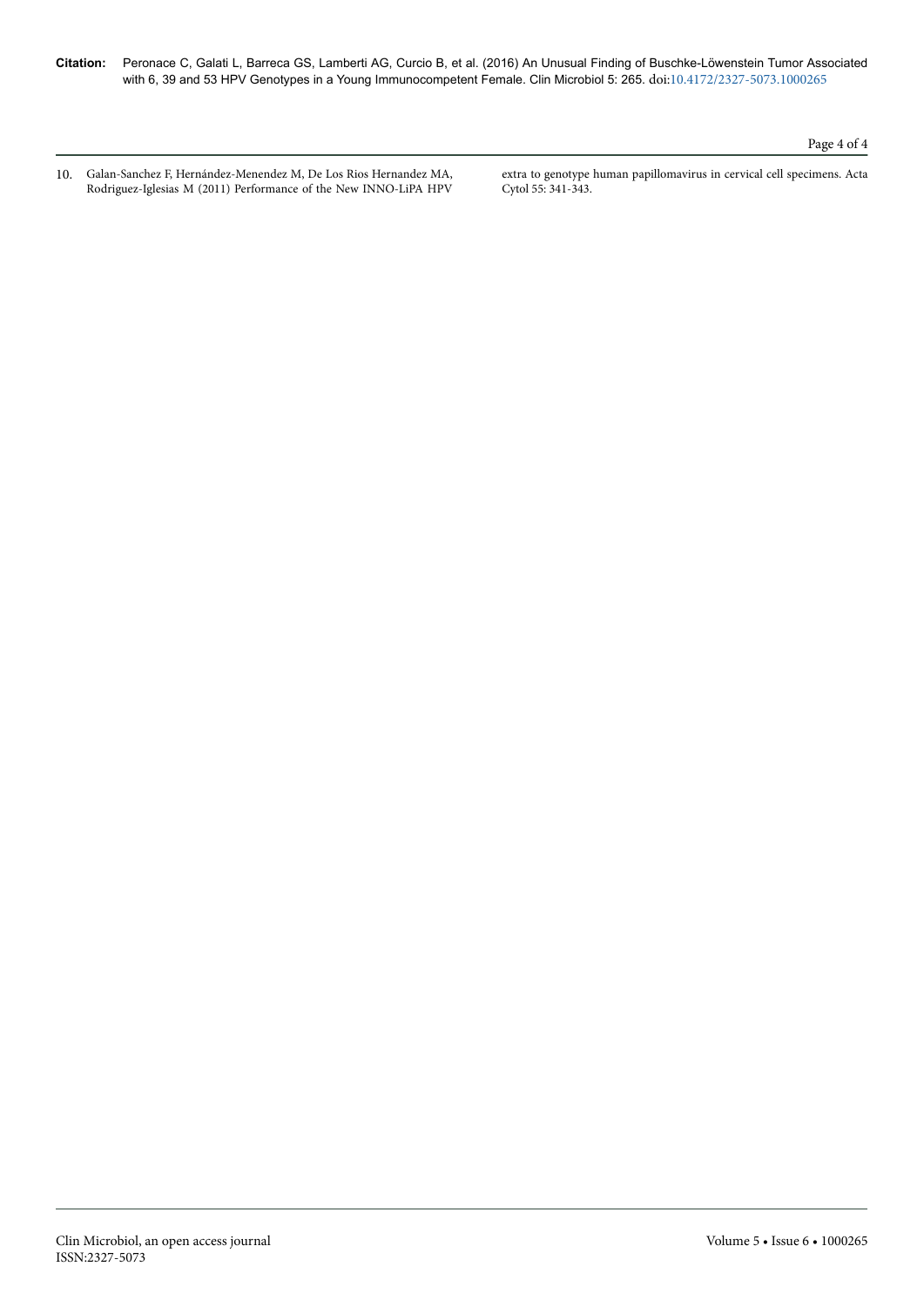10. Galan-Sanchez F, Hernández-Menendez M, De Los Rios Hernandez MA, Rodriguez-Iglesias M (2011) Performance of the New INNO-LiPA HPV extra to genotype human papillomavirus in cervical cell specimens. Acta Cytol 55: 341-343.